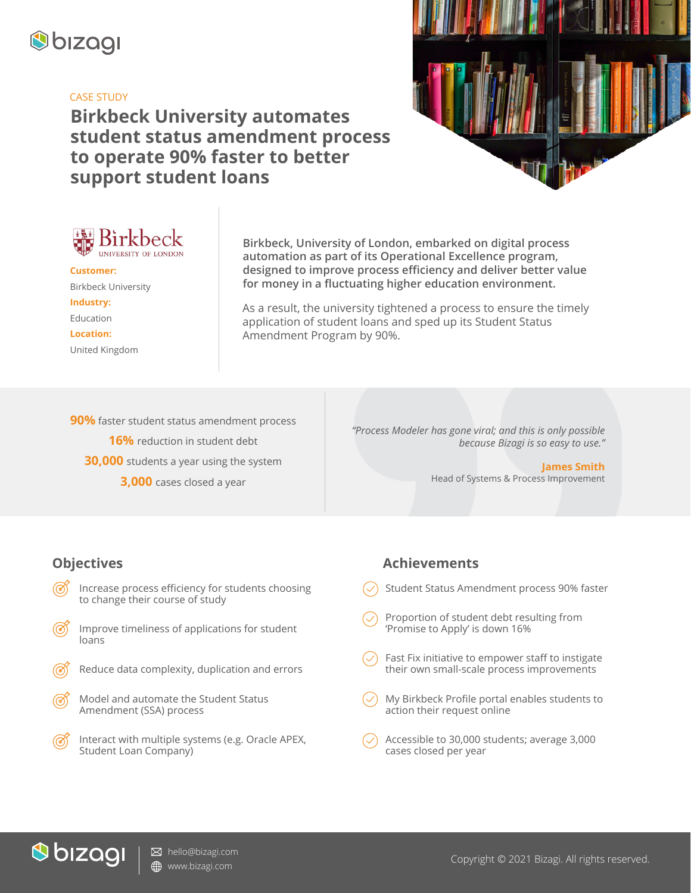CASE STUDY

# Birkbeck University automates student status amendment process to operate 90% faster to better support student loans

**Customer:**
Birkbeck University

**Industry:**
Education

**Location:**
United Kingdom

**Birkbeck, University of London, embarked on digital process automation as part of its Operational Excellence program, designed to improve process efficiency and deliver better value for money in a fluctuating higher education environment.**

As a result, the university tightened a process to ensure the timely application of student loans and sped up its Student Status Amendment Program by 90%.

**90%** faster student status amendment process

**16%** reduction in student debt

**30,000** students a year using the system

**3,000** cases closed a year

*"Process Modeler has gone viral; and this is only possible because Bizagi is so easy to use."*

**James Smith**
Head of Systems & Process Improvement

## Objectives

- Increase process efficiency for students choosing to change their course of study
- Improve timeliness of applications for student loans
- Reduce data complexity, duplication and errors
- Model and automate the Student Status Amendment (SSA) process
- Interact with multiple systems (e.g. Oracle APEX, Student Loan Company)

## Achievements

- Student Status Amendment process 90% faster
- Proportion of student debt resulting from 'Promise to Apply' is down 16%
- Fast Fix initiative to empower staff to instigate their own small-scale process improvements
- My Birkbeck Profile portal enables students to action their request online
- Accessible to 30,000 students; average 3,000 cases closed per year

hello@bizagi.com
www.bizagi.com

Copyright © 2021 Bizagi. All rights reserved.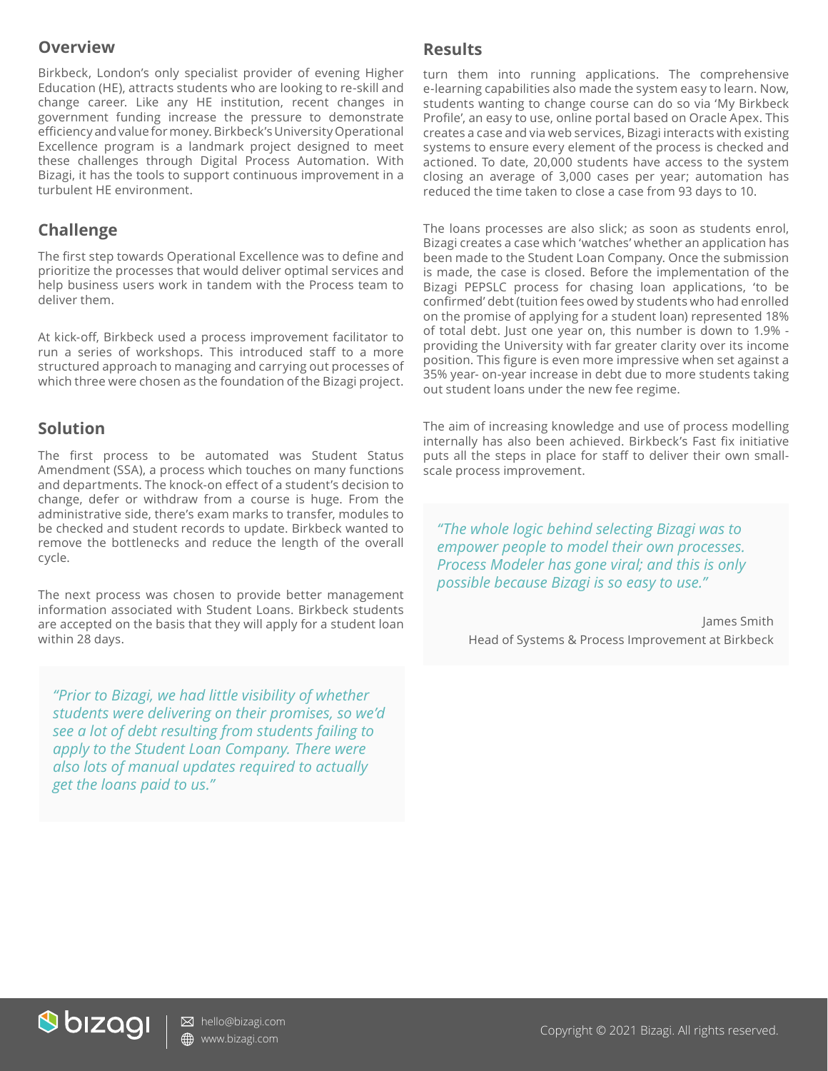## Overview

Birkbeck, London's only specialist provider of evening Higher Education (HE), attracts students who are looking to re-skill and change career. Like any HE institution, recent changes in government funding increase the pressure to demonstrate efficiency and value for money. Birkbeck's University Operational Excellence program is a landmark project designed to meet these challenges through Digital Process Automation. With Bizagi, it has the tools to support continuous improvement in a turbulent HE environment.

## Challenge

The first step towards Operational Excellence was to define and prioritize the processes that would deliver optimal services and help business users work in tandem with the Process team to deliver them.

At kick-off, Birkbeck used a process improvement facilitator to run a series of workshops. This introduced staff to a more structured approach to managing and carrying out processes of which three were chosen as the foundation of the Bizagi project.

## Solution

The first process to be automated was Student Status Amendment (SSA), a process which touches on many functions and departments. The knock-on effect of a student's decision to change, defer or withdraw from a course is huge. From the administrative side, there's exam marks to transfer, modules to be checked and student records to update. Birkbeck wanted to remove the bottlenecks and reduce the length of the overall cycle.

The next process was chosen to provide better management information associated with Student Loans. Birkbeck students are accepted on the basis that they will apply for a student loan within 28 days.

*"Prior to Bizagi, we had little visibility of whether students were delivering on their promises, so we'd see a lot of debt resulting from students failing to apply to the Student Loan Company. There were also lots of manual updates required to actually get the loans paid to us."*

## Results

turn them into running applications. The comprehensive e-learning capabilities also made the system easy to learn. Now, students wanting to change course can do so via 'My Birkbeck Profile', an easy to use, online portal based on Oracle Apex. This creates a case and via web services, Bizagi interacts with existing systems to ensure every element of the process is checked and actioned. To date, 20,000 students have access to the system closing an average of 3,000 cases per year; automation has reduced the time taken to close a case from 93 days to 10.

The loans processes are also slick; as soon as students enrol, Bizagi creates a case which 'watches' whether an application has been made to the Student Loan Company. Once the submission is made, the case is closed. Before the implementation of the Bizagi PEPSLC process for chasing loan applications, 'to be confirmed' debt (tuition fees owed by students who had enrolled on the promise of applying for a student loan) represented 18% of total debt. Just one year on, this number is down to 1.9% - providing the University with far greater clarity over its income position. This figure is even more impressive when set against a 35% year- on-year increase in debt due to more students taking out student loans under the new fee regime.

The aim of increasing knowledge and use of process modelling internally has also been achieved. Birkbeck's Fast fix initiative puts all the steps in place for staff to deliver their own small-scale process improvement.

*"The whole logic behind selecting Bizagi was to empower people to model their own processes. Process Modeler has gone viral; and this is only possible because Bizagi is so easy to use."*

James Smith
Head of Systems & Process Improvement at Birkbeck

bizagi | hello@bizagi.com | www.bizagi.com

Copyright © 2021 Bizagi. All rights reserved.